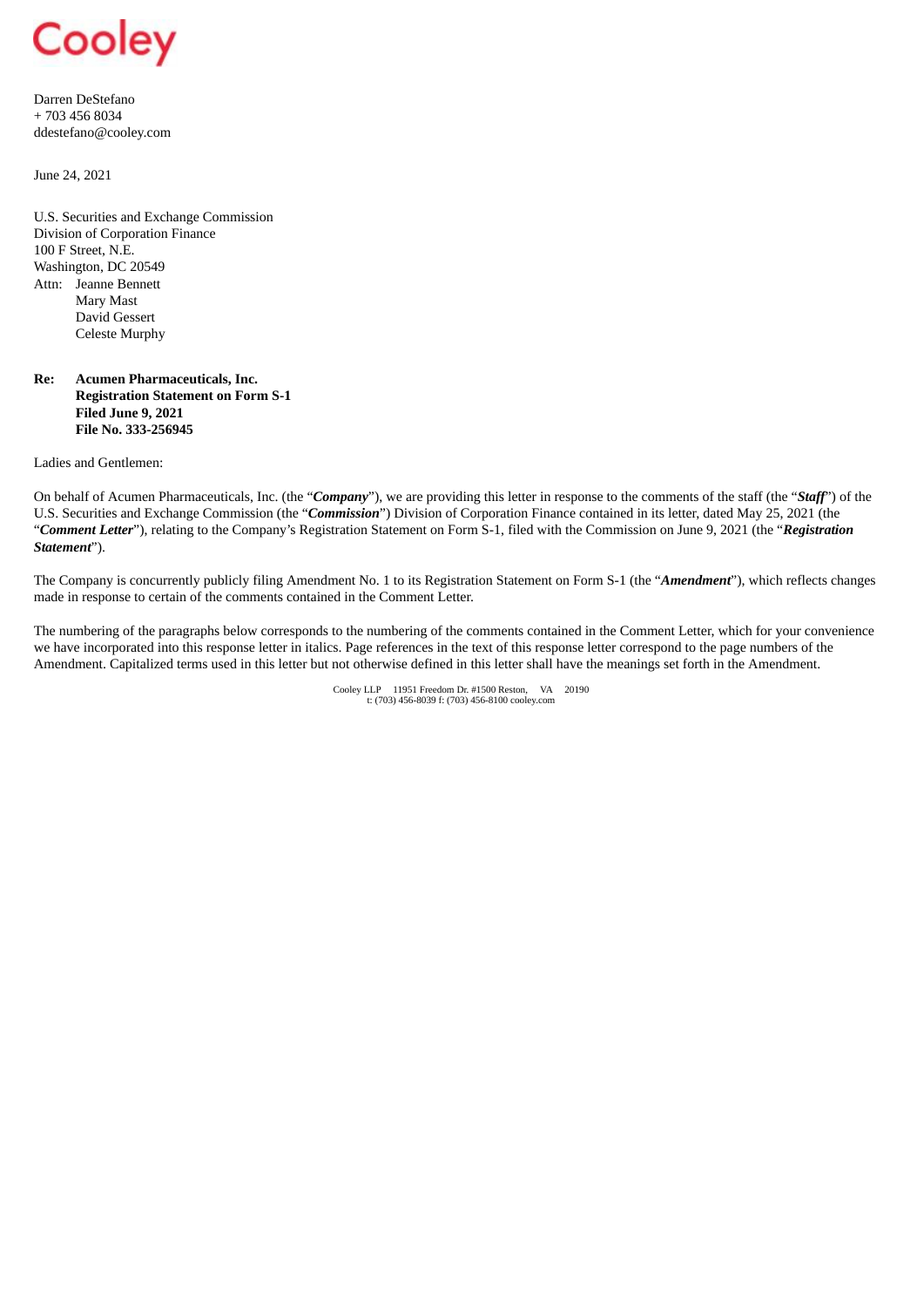Cooley

Darren DeStefano
+ 703 456 8034
ddestefano@cooley.com

June 24, 2021

U.S. Securities and Exchange Commission
Division of Corporation Finance
100 F Street, N.E.
Washington, DC 20549
Attn: Jeanne Bennett
Mary Mast
David Gessert
Celeste Murphy

**Re: Acumen Pharmaceuticals, Inc.**
**Registration Statement on Form S-1**
**Filed June 9, 2021**
**File No. 333-256945**

Ladies and Gentlemen:

On behalf of Acumen Pharmaceuticals, Inc. (the "***Company***"), we are providing this letter in response to the comments of the staff (the "***Staff***") of the U.S. Securities and Exchange Commission (the "***Commission***") Division of Corporation Finance contained in its letter, dated May 25, 2021 (the "***Comment Letter***"), relating to the Company's Registration Statement on Form S-1, filed with the Commission on June 9, 2021 (the "***Registration Statement***").

The Company is concurrently publicly filing Amendment No. 1 to its Registration Statement on Form S-1 (the "***Amendment***"), which reflects changes made in response to certain of the comments contained in the Comment Letter.

The numbering of the paragraphs below corresponds to the numbering of the comments contained in the Comment Letter, which for your convenience we have incorporated into this response letter in italics. Page references in the text of this response letter correspond to the page numbers of the Amendment. Capitalized terms used in this letter but not otherwise defined in this letter shall have the meanings set forth in the Amendment.

Cooley LLP 11951 Freedom Dr. #1500 Reston, VA 20190
t: (703) 456-8039 f: (703) 456-8100 cooley.com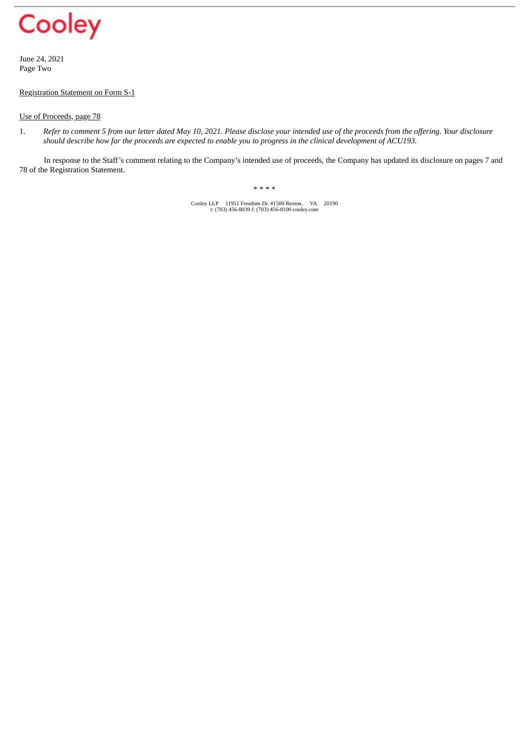June 24, 2021
Page Two

Registration Statement on Form S-1

Use of Proceeds, page 78

1. *Refer to comment 5 from our letter dated May 10, 2021. Please disclose your intended use of the proceeds from the offering. Your disclosure should describe how far the proceeds are expected to enable you to progress in the clinical development of ACU193.*

In response to the Staff's comment relating to the Company's intended use of proceeds, the Company has updated its disclosure on pages 7 and 78 of the Registration Statement.

\* \* \* \*

Cooley LLP 11951 Freedom Dr. #1500 Reston, VA 20190
t: (703) 456-8039 f: (703) 456-8100 cooley.com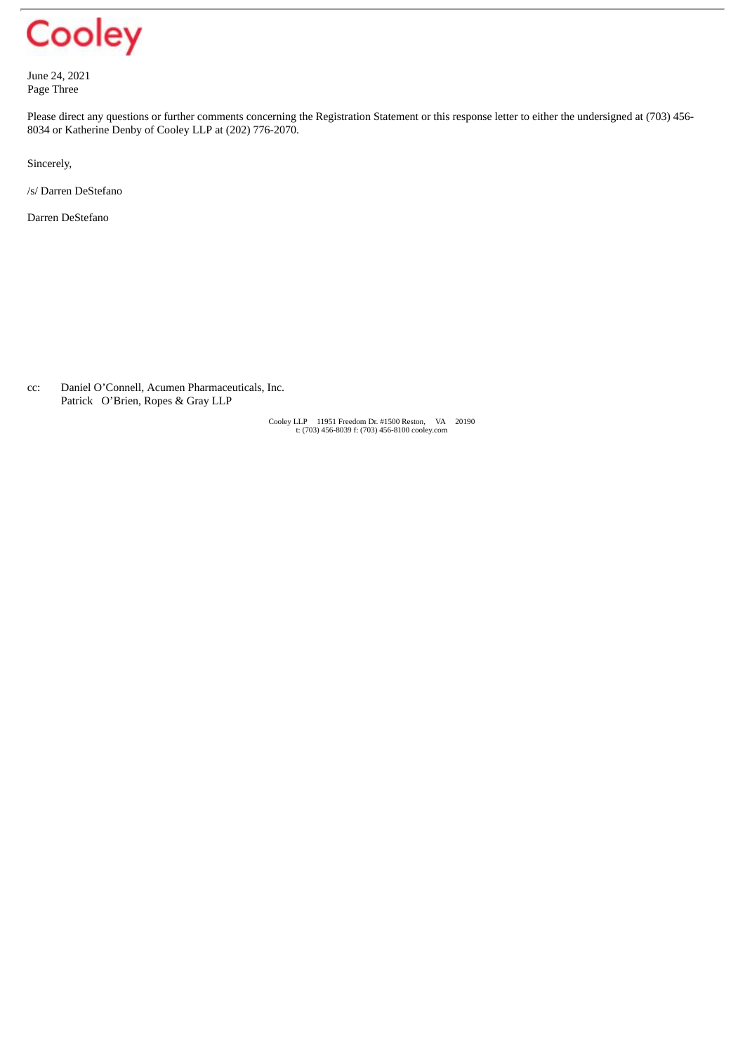June 24, 2021

Please direct any questions or further comments concerning the Registration Statement or this response letter to either the undersigned at (703) 456-8034 or Katherine Denby of Cooley LLP at (202) 776-2070.

Sincerely,

/s/ Darren DeStefano

Darren DeStefano

cc: Daniel O'Connell, Acumen Pharmaceuticals, Inc.
Patrick O'Brien, Ropes & Gray LLP

Cooley LLP 11951 Freedom Dr. #1500 Reston, VA 20190
t: (703) 456-8039 f: (703) 456-8100 cooley.com